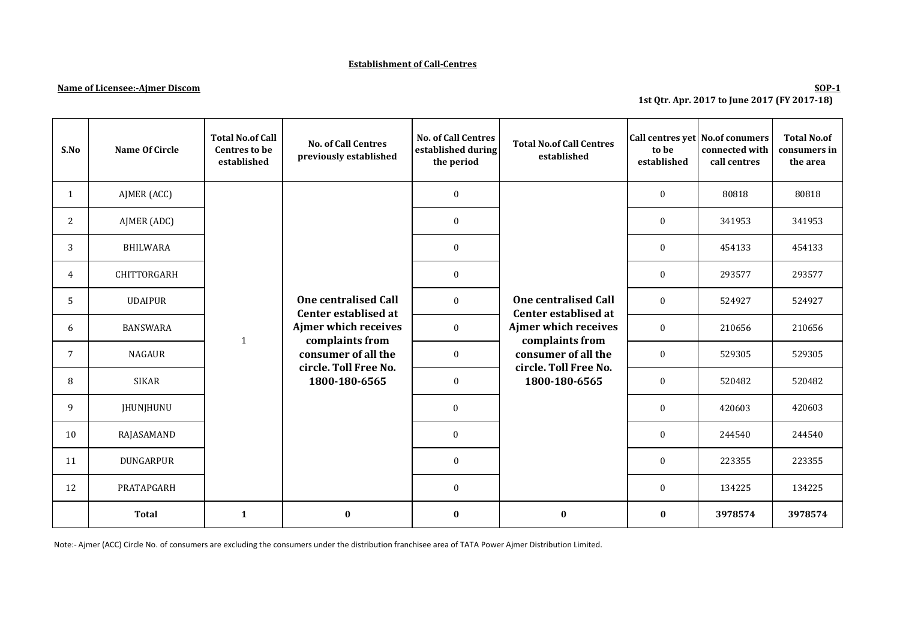**Establishment of Call-Centres**

**Name of Licensee:-Ajmer Discom**

**SOP-1**

**1st Qtr. Apr. 2017 to June 2017 (FY 2017-18)**

| S.No | Name Of Circle | Total No.of Call Centres to be established | No. of Call Centres previously established | No. of Call Centres established during the period | Total No.of Call Centres established | Call centres yet to be established | No.of conumers connected with call centres | Total No.of cusumers in the area |
|---|---|---|---|---|---|---|---|---|
| 1 | AJMER (ACC) | 1 | **One centralised Call Center establised at Ajmer which receives complaints from consumer of all the circle. Toll Free No. 1800-180-6565** | 0 | **One centralised Call Center establised at Ajmer which receives complaints from consumer of all the circle. Toll Free No. 1800-180-6565** | 0 | 80818 | 80818 |
| 2 | AJMER (ADC) | | | 0 | | 0 | 341953 | 341953 |
| 3 | BHILWARA | | | 0 | | 0 | 454133 | 454133 |
| 4 | CHITTORGARH | | | 0 | | 0 | 293577 | 293577 |
| 5 | UDAIPUR | | | 0 | | 0 | 524927 | 524927 |
| 6 | BANSWARA | | | 0 | | 0 | 210656 | 210656 |
| 7 | NAGAUR | | | 0 | | 0 | 529305 | 529305 |
| 8 | SIKAR | | | 0 | | 0 | 520482 | 520482 |
| 9 | JHUNJHUNU | | | 0 | | 0 | 420603 | 420603 |
| 10 | RAJASAMAND | | | 0 | | 0 | 244540 | 244540 |
| 11 | DUNGARPUR | | | 0 | | 0 | 223355 | 223355 |
| 12 | PRATAPGARH | | | 0 | | 0 | 134225 | 134225 |
| | **Total** | **1** | **0** | **0** | **0** | **0** | **3978574** | **3978574** |

Note:- Ajmer (ACC) Circle No. of consumers are excluding the consumers under the distribution franchisee area of TATA Power Ajmer Distribution Limited.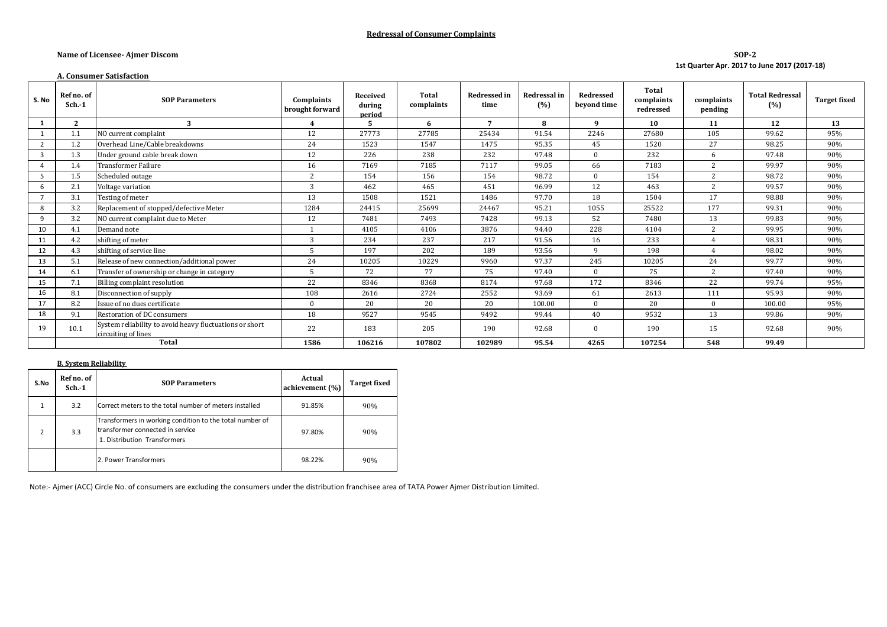## Redressal of Consumer Complaints

**Name of Licensee- Ajmer Discom**

**SOP-2**

**1st Quarter Apr. 2017 to June 2017 (2017-18)**

### A. Consumer Satisfaction

| S. No | Ref no. of Sch.-1 | SOP Parameters | Complaints brought forward | Received during period | Total complaints | Redressed in time | Redressal in (%) | Redressed beyond time | Total complaints redressed | complaints pending | Total Redressal (%) | Target fixed |
|---|---|---|---|---|---|---|---|---|---|---|---|---|
| 1 | 2 | 3 | 4 | 5 | 6 | 7 | 8 | 9 | 10 | 11 | 12 | 13 |
| 1 | 1.1 | NO current complaint | 12 | 27773 | 27785 | 25434 | 91.54 | 2246 | 27680 | 105 | 99.62 | 95% |
| 2 | 1.2 | Overhead Line/Cable breakdowns | 24 | 1523 | 1547 | 1475 | 95.35 | 45 | 1520 | 27 | 98.25 | 90% |
| 3 | 1.3 | Under ground cable break down | 12 | 226 | 238 | 232 | 97.48 | 0 | 232 | 6 | 97.48 | 90% |
| 4 | 1.4 | Transformer Failure | 16 | 7169 | 7185 | 7117 | 99.05 | 66 | 7183 | 2 | 99.97 | 90% |
| 5 | 1.5 | Scheduled outage | 2 | 154 | 156 | 154 | 98.72 | 0 | 154 | 2 | 98.72 | 90% |
| 6 | 2.1 | Voltage variation | 3 | 462 | 465 | 451 | 96.99 | 12 | 463 | 2 | 99.57 | 90% |
| 7 | 3.1 | Testing of meter | 13 | 1508 | 1521 | 1486 | 97.70 | 18 | 1504 | 17 | 98.88 | 90% |
| 8 | 3.2 | Replacement of stopped/defective Meter | 1284 | 24415 | 25699 | 24467 | 95.21 | 1055 | 25522 | 177 | 99.31 | 90% |
| 9 | 3.2 | NO current complaint due to Meter | 12 | 7481 | 7493 | 7428 | 99.13 | 52 | 7480 | 13 | 99.83 | 90% |
| 10 | 4.1 | Demand note | 1 | 4105 | 4106 | 3876 | 94.40 | 228 | 4104 | 2 | 99.95 | 90% |
| 11 | 4.2 | shifting of meter | 3 | 234 | 237 | 217 | 91.56 | 16 | 233 | 4 | 98.31 | 90% |
| 12 | 4.3 | shifting of service line | 5 | 197 | 202 | 189 | 93.56 | 9 | 198 | 4 | 98.02 | 90% |
| 13 | 5.1 | Release of new connection/additional power | 24 | 10205 | 10229 | 9960 | 97.37 | 245 | 10205 | 24 | 99.77 | 90% |
| 14 | 6.1 | Transfer of ownership or change in category | 5 | 72 | 77 | 75 | 97.40 | 0 | 75 | 2 | 97.40 | 90% |
| 15 | 7.1 | Billing complaint resolution | 22 | 8346 | 8368 | 8174 | 97.68 | 172 | 8346 | 22 | 99.74 | 95% |
| 16 | 8.1 | Disconnection of supply | 108 | 2616 | 2724 | 2552 | 93.69 | 61 | 2613 | 111 | 95.93 | 90% |
| 17 | 8.2 | Issue of no dues certificate | 0 | 20 | 20 | 20 | 100.00 | 0 | 20 | 0 | 100.00 | 95% |
| 18 | 9.1 | Restoration of DC consumers | 18 | 9527 | 9545 | 9492 | 99.44 | 40 | 9532 | 13 | 99.86 | 90% |
| 19 | 10.1 | System reliability to avoid heavy fluctuations or short circuiting of lines | 22 | 183 | 205 | 190 | 92.68 | 0 | 190 | 15 | 92.68 | 90% |
| | | **Total** | **1586** | **106216** | **107802** | **102989** | **95.54** | **4265** | **107254** | **548** | **99.49** | |

### B. System Reliability

| S.No | Ref no. of Sch.-1 | SOP Parameters | Actual achievement (%) | Target fixed |
|---|---|---|---|---|
| 1 | 3.2 | Correct meters to the total number of meters installed | 91.85% | 90% |
| 2 | 3.3 | Transformers in working condition to the total number of transformer connected in service<br>1. Distribution Transformers | 97.80% | 90% |
| | | 2. Power Transformers | 98.22% | 90% |

Note:- Ajmer (ACC) Circle No. of consumers are excluding the consumers under the distribution franchisee area of TATA Power Ajmer Distribution Limited.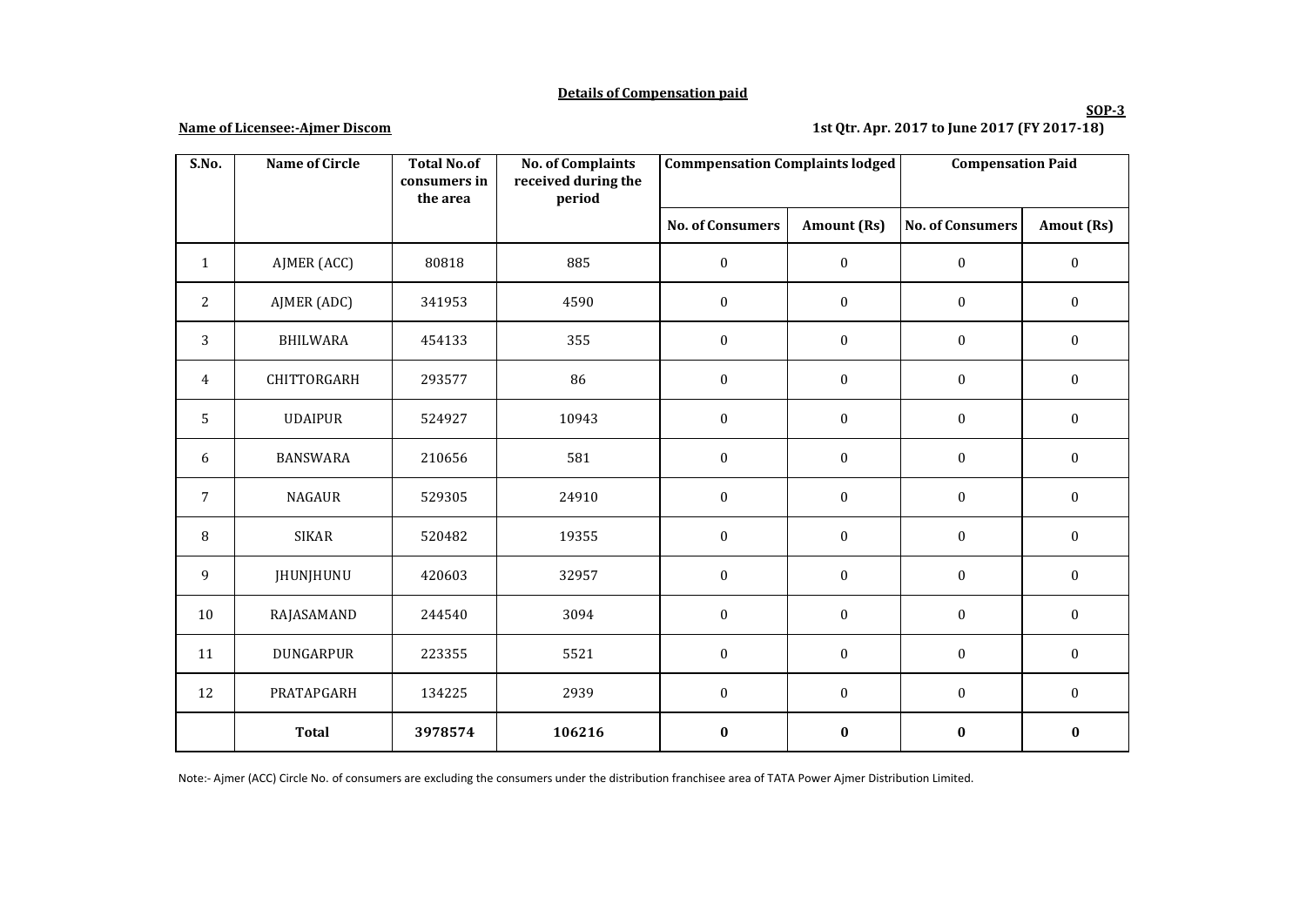**Details of Compensation paid**

**SOP-3**

**Name of Licensee:-Ajmer Discom**

**1st Qtr. Apr. 2017 to June 2017 (FY 2017-18)**

| S.No. | Name of Circle | Total No.of consumers in the area | No. of Complaints received during the period | Commpensation Complaints lodged | | Compensation Paid | |
|---|---|---|---|---|---|---|---|
| | | | | No. of Consumers | Amount (Rs) | No. of Consumers | Amout (Rs) |
| 1 | AJMER (ACC) | 80818 | 885 | 0 | 0 | 0 | 0 |
| 2 | AJMER (ADC) | 341953 | 4590 | 0 | 0 | 0 | 0 |
| 3 | BHILWARA | 454133 | 355 | 0 | 0 | 0 | 0 |
| 4 | CHITTORGARH | 293577 | 86 | 0 | 0 | 0 | 0 |
| 5 | UDAIPUR | 524927 | 10943 | 0 | 0 | 0 | 0 |
| 6 | BANSWARA | 210656 | 581 | 0 | 0 | 0 | 0 |
| 7 | NAGAUR | 529305 | 24910 | 0 | 0 | 0 | 0 |
| 8 | SIKAR | 520482 | 19355 | 0 | 0 | 0 | 0 |
| 9 | JHUNJHUNU | 420603 | 32957 | 0 | 0 | 0 | 0 |
| 10 | RAJASAMAND | 244540 | 3094 | 0 | 0 | 0 | 0 |
| 11 | DUNGARPUR | 223355 | 5521 | 0 | 0 | 0 | 0 |
| 12 | PRATAPGARH | 134225 | 2939 | 0 | 0 | 0 | 0 |
| | **Total** | **3978574** | **106216** | **0** | **0** | **0** | **0** |

Note:- Ajmer (ACC) Circle No. of consumers are excluding the consumers under the distribution franchisee area of TATA Power Ajmer Distribution Limited.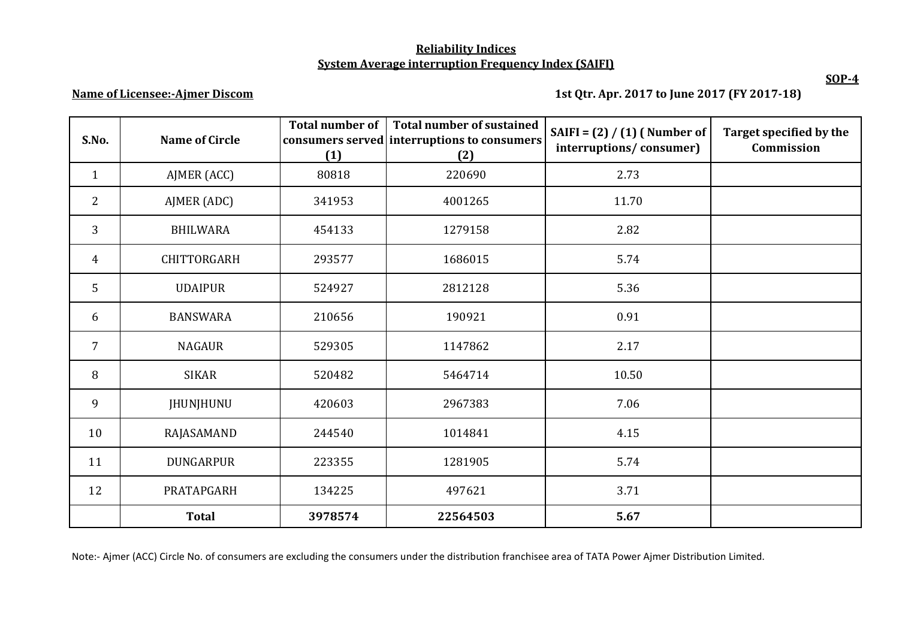## Reliability Indices

## System Average interruption Frequency Index (SAIFI)

**SOP-4**

**Name of Licensee:-Ajmer Discom** **1st Qtr. Apr. 2017 to June 2017 (FY 2017-18)**

| S.No. | Name of Circle | Total number of consumers served (1) | Total number of sustained interruptions to consumers (2) | SAIFI = (2) / (1) ( Number of interruptions/ consumer) | Target specified by the Commission |
|---|---|---|---|---|---|
| 1 | AJMER (ACC) | 80818 | 220690 | 2.73 | |
| 2 | AJMER (ADC) | 341953 | 4001265 | 11.70 | |
| 3 | BHILWARA | 454133 | 1279158 | 2.82 | |
| 4 | CHITTORGARH | 293577 | 1686015 | 5.74 | |
| 5 | UDAIPUR | 524927 | 2812128 | 5.36 | |
| 6 | BANSWARA | 210656 | 190921 | 0.91 | |
| 7 | NAGAUR | 529305 | 1147862 | 2.17 | |
| 8 | SIKAR | 520482 | 5464714 | 10.50 | |
| 9 | JHUNJHUNU | 420603 | 2967383 | 7.06 | |
| 10 | RAJASAMAND | 244540 | 1014841 | 4.15 | |
| 11 | DUNGARPUR | 223355 | 1281905 | 5.74 | |
| 12 | PRATAPGARH | 134225 | 497621 | 3.71 | |
| | **Total** | **3978574** | **22564503** | **5.67** | |

Note:- Ajmer (ACC) Circle No. of consumers are excluding the consumers under the distribution franchisee area of TATA Power Ajmer Distribution Limited.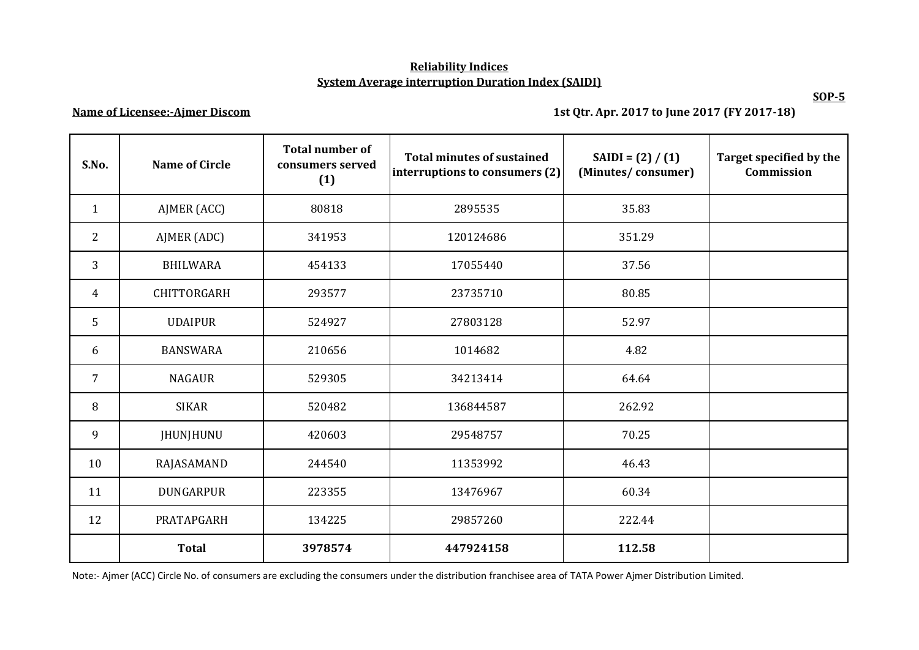**Reliability Indices**

**System Average interruption Duration Index (SAIDI)**

**SOP-5**

**Name of Licensee:-Ajmer Discom** **1st Qtr. Apr. 2017 to June 2017 (FY 2017-18)**

| S.No. | Name of Circle | Total number of consumers served (1) | Total minutes of sustained interruptions to consumers (2) | SAIDI = (2) / (1) (Minutes/ consumer) | Target specified by the Commission |
|---|---|---|---|---|---|
| 1 | AJMER (ACC) | 80818 | 2895535 | 35.83 | |
| 2 | AJMER (ADC) | 341953 | 120124686 | 351.29 | |
| 3 | BHILWARA | 454133 | 17055440 | 37.56 | |
| 4 | CHITTORGARH | 293577 | 23735710 | 80.85 | |
| 5 | UDAIPUR | 524927 | 27803128 | 52.97 | |
| 6 | BANSWARA | 210656 | 1014682 | 4.82 | |
| 7 | NAGAUR | 529305 | 34213414 | 64.64 | |
| 8 | SIKAR | 520482 | 136844587 | 262.92 | |
| 9 | JHUNJHUNU | 420603 | 29548757 | 70.25 | |
| 10 | RAJASAMAND | 244540 | 11353992 | 46.43 | |
| 11 | DUNGARPUR | 223355 | 13476967 | 60.34 | |
| 12 | PRATAPGARH | 134225 | 29857260 | 222.44 | |
| | **Total** | **3978574** | **447924158** | **112.58** | |

Note:- Ajmer (ACC) Circle No. of consumers are excluding the consumers under the distribution franchisee area of TATA Power Ajmer Distribution Limited.